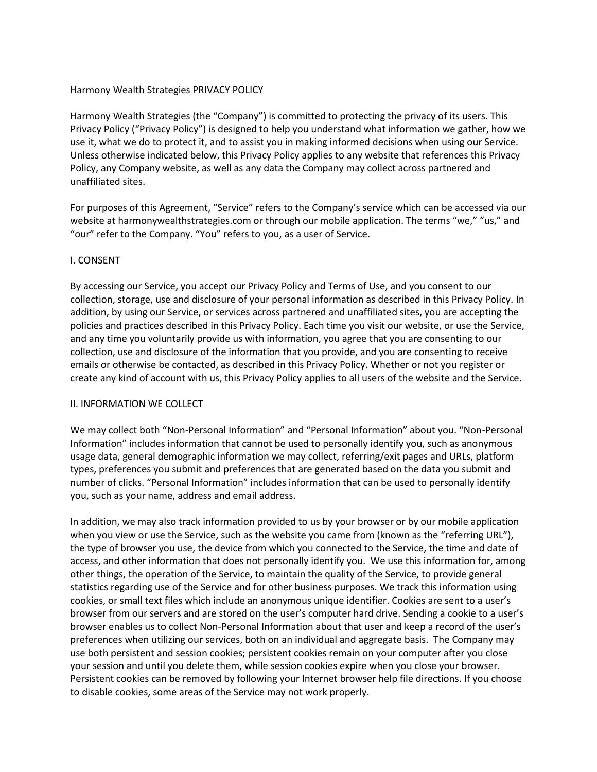# Harmony Wealth Strategies PRIVACY POLICY

Harmony Wealth Strategies (the "Company") is committed to protecting the privacy of its users. This Privacy Policy ("Privacy Policy") is designed to help you understand what information we gather, how we use it, what we do to protect it, and to assist you in making informed decisions when using our Service. Unless otherwise indicated below, this Privacy Policy applies to any website that references this Privacy Policy, any Company website, as well as any data the Company may collect across partnered and unaffiliated sites.

For purposes of this Agreement, "Service" refers to the Company's service which can be accessed via our website at harmonywealthstrategies.com or through our mobile application. The terms "we," "us," and "our" refer to the Company. "You" refers to you, as a user of Service.

## I. CONSENT

By accessing our Service, you accept our Privacy Policy and Terms of Use, and you consent to our collection, storage, use and disclosure of your personal information as described in this Privacy Policy. In addition, by using our Service, or services across partnered and unaffiliated sites, you are accepting the policies and practices described in this Privacy Policy. Each time you visit our website, or use the Service, and any time you voluntarily provide us with information, you agree that you are consenting to our collection, use and disclosure of the information that you provide, and you are consenting to receive emails or otherwise be contacted, as described in this Privacy Policy. Whether or not you register or create any kind of account with us, this Privacy Policy applies to all users of the website and the Service.

## II. INFORMATION WE COLLECT

We may collect both "Non-Personal Information" and "Personal Information" about you. "Non-Personal Information" includes information that cannot be used to personally identify you, such as anonymous usage data, general demographic information we may collect, referring/exit pages and URLs, platform types, preferences you submit and preferences that are generated based on the data you submit and number of clicks. "Personal Information" includes information that can be used to personally identify you, such as your name, address and email address.

In addition, we may also track information provided to us by your browser or by our mobile application when you view or use the Service, such as the website you came from (known as the "referring URL"), the type of browser you use, the device from which you connected to the Service, the time and date of access, and other information that does not personally identify you. We use this information for, among other things, the operation of the Service, to maintain the quality of the Service, to provide general statistics regarding use of the Service and for other business purposes. We track this information using cookies, or small text files which include an anonymous unique identifier. Cookies are sent to a user's browser from our servers and are stored on the user's computer hard drive. Sending a cookie to a user's browser enables us to collect Non-Personal Information about that user and keep a record of the user's preferences when utilizing our services, both on an individual and aggregate basis. The Company may use both persistent and session cookies; persistent cookies remain on your computer after you close your session and until you delete them, while session cookies expire when you close your browser. Persistent cookies can be removed by following your Internet browser help file directions. If you choose to disable cookies, some areas of the Service may not work properly.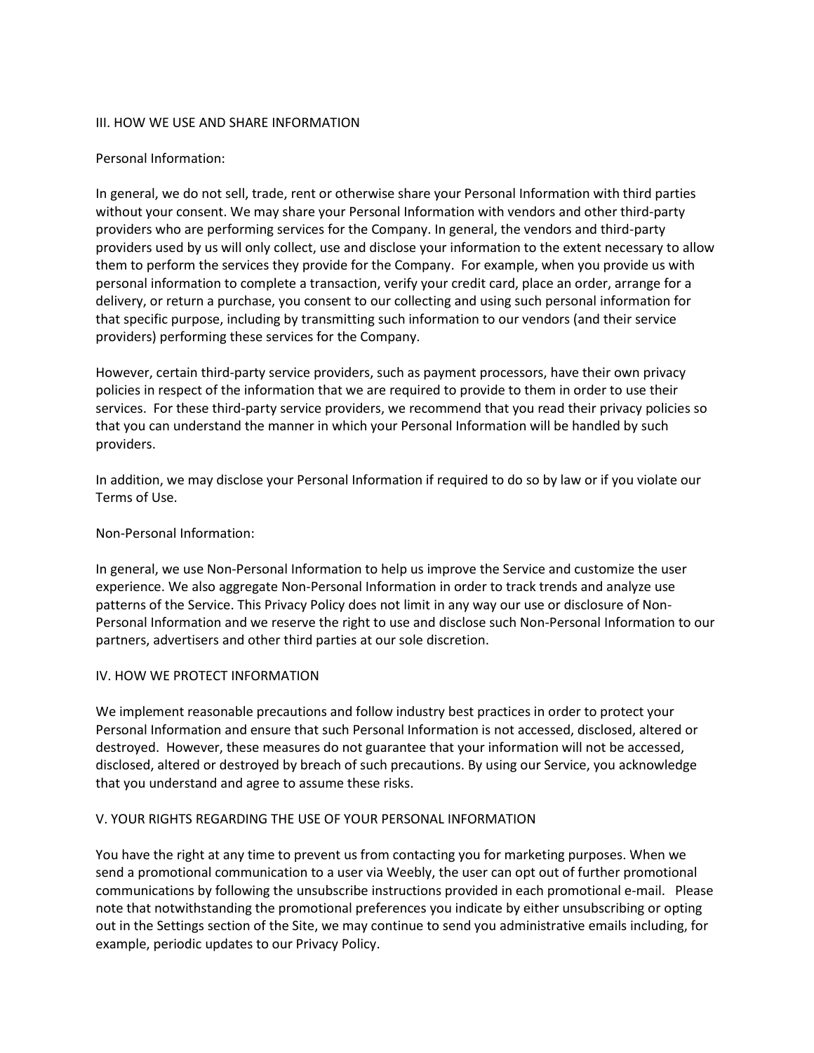## III. HOW WE USE AND SHARE INFORMATION

Personal Information:

In general, we do not sell, trade, rent or otherwise share your Personal Information with third parties without your consent. We may share your Personal Information with vendors and other third-party providers who are performing services for the Company. In general, the vendors and third-party providers used by us will only collect, use and disclose your information to the extent necessary to allow them to perform the services they provide for the Company. For example, when you provide us with personal information to complete a transaction, verify your credit card, place an order, arrange for a delivery, or return a purchase, you consent to our collecting and using such personal information for that specific purpose, including by transmitting such information to our vendors (and their service providers) performing these services for the Company.

However, certain third-party service providers, such as payment processors, have their own privacy policies in respect of the information that we are required to provide to them in order to use their services. For these third-party service providers, we recommend that you read their privacy policies so that you can understand the manner in which your Personal Information will be handled by such providers.

In addition, we may disclose your Personal Information if required to do so by law or if you violate our Terms of Use.

Non-Personal Information:

In general, we use Non-Personal Information to help us improve the Service and customize the user experience. We also aggregate Non-Personal Information in order to track trends and analyze use patterns of the Service. This Privacy Policy does not limit in any way our use or disclosure of Non-Personal Information and we reserve the right to use and disclose such Non-Personal Information to our partners, advertisers and other third parties at our sole discretion.

## IV. HOW WE PROTECT INFORMATION

We implement reasonable precautions and follow industry best practices in order to protect your Personal Information and ensure that such Personal Information is not accessed, disclosed, altered or destroyed. However, these measures do not guarantee that your information will not be accessed, disclosed, altered or destroyed by breach of such precautions. By using our Service, you acknowledge that you understand and agree to assume these risks.

## V. YOUR RIGHTS REGARDING THE USE OF YOUR PERSONAL INFORMATION

You have the right at any time to prevent us from contacting you for marketing purposes. When we send a promotional communication to a user via Weebly, the user can opt out of further promotional communications by following the unsubscribe instructions provided in each promotional e-mail. Please note that notwithstanding the promotional preferences you indicate by either unsubscribing or opting out in the Settings section of the Site, we may continue to send you administrative emails including, for example, periodic updates to our Privacy Policy.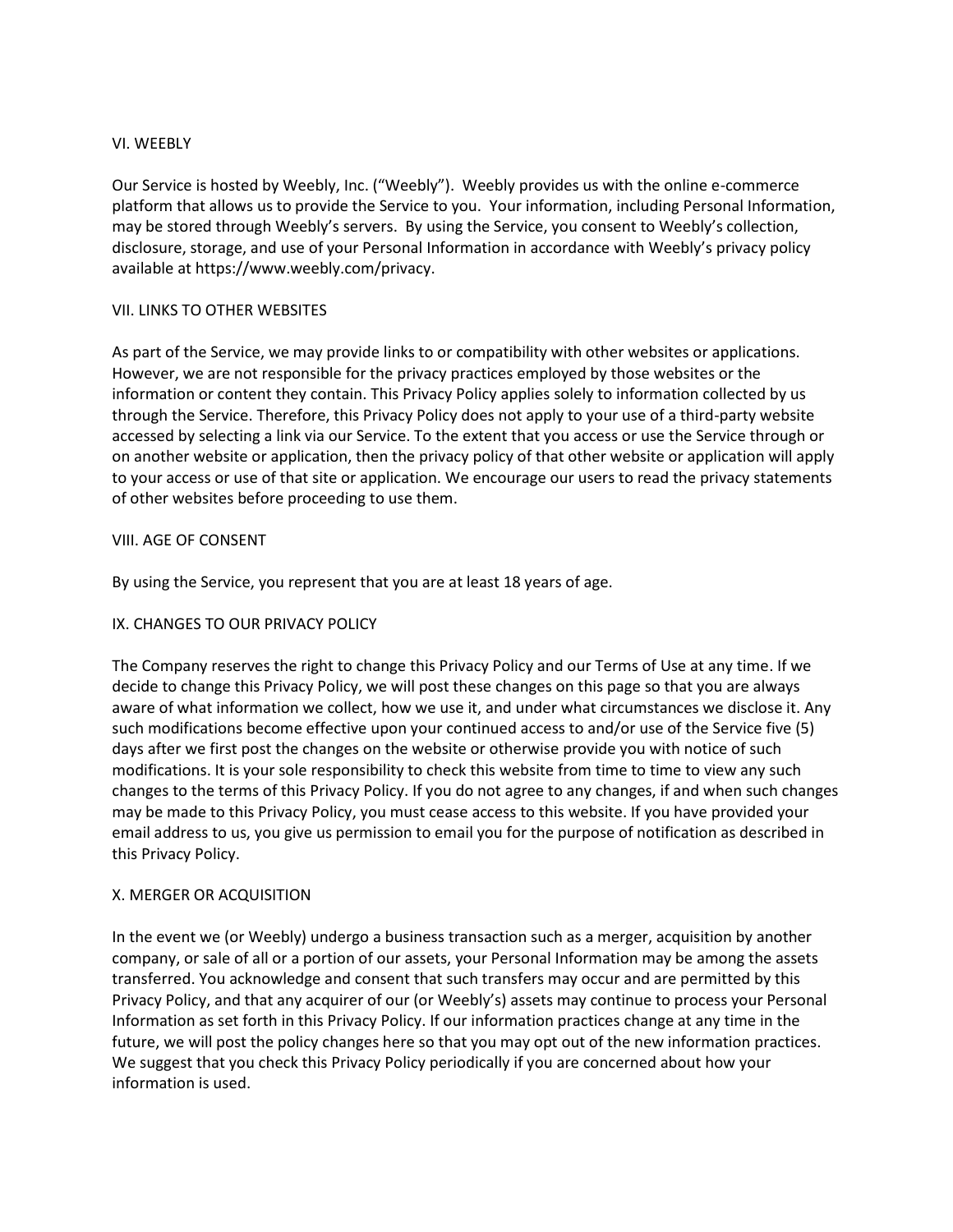## VI. WEEBLY

Our Service is hosted by Weebly, Inc. ("Weebly"). Weebly provides us with the online e-commerce platform that allows us to provide the Service to you. Your information, including Personal Information, may be stored through Weebly's servers. By using the Service, you consent to Weebly's collection, disclosure, storage, and use of your Personal Information in accordance with Weebly's privacy policy available at https://www.weebly.com/privacy.

## VII. LINKS TO OTHER WEBSITES

As part of the Service, we may provide links to or compatibility with other websites or applications. However, we are not responsible for the privacy practices employed by those websites or the information or content they contain. This Privacy Policy applies solely to information collected by us through the Service. Therefore, this Privacy Policy does not apply to your use of a third-party website accessed by selecting a link via our Service. To the extent that you access or use the Service through or on another website or application, then the privacy policy of that other website or application will apply to your access or use of that site or application. We encourage our users to read the privacy statements of other websites before proceeding to use them.

## VIII. AGE OF CONSENT

By using the Service, you represent that you are at least 18 years of age.

## IX. CHANGES TO OUR PRIVACY POLICY

The Company reserves the right to change this Privacy Policy and our Terms of Use at any time. If we decide to change this Privacy Policy, we will post these changes on this page so that you are always aware of what information we collect, how we use it, and under what circumstances we disclose it. Any such modifications become effective upon your continued access to and/or use of the Service five (5) days after we first post the changes on the website or otherwise provide you with notice of such modifications. It is your sole responsibility to check this website from time to time to view any such changes to the terms of this Privacy Policy. If you do not agree to any changes, if and when such changes may be made to this Privacy Policy, you must cease access to this website. If you have provided your email address to us, you give us permission to email you for the purpose of notification as described in this Privacy Policy.

## X. MERGER OR ACQUISITION

In the event we (or Weebly) undergo a business transaction such as a merger, acquisition by another company, or sale of all or a portion of our assets, your Personal Information may be among the assets transferred. You acknowledge and consent that such transfers may occur and are permitted by this Privacy Policy, and that any acquirer of our (or Weebly's) assets may continue to process your Personal Information as set forth in this Privacy Policy. If our information practices change at any time in the future, we will post the policy changes here so that you may opt out of the new information practices. We suggest that you check this Privacy Policy periodically if you are concerned about how your information is used.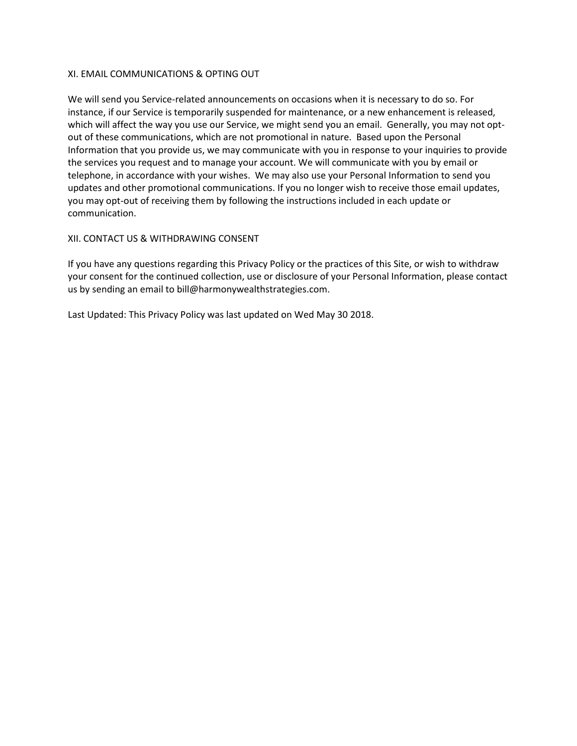## XI. EMAIL COMMUNICATIONS & OPTING OUT

We will send you Service-related announcements on occasions when it is necessary to do so. For instance, if our Service is temporarily suspended for maintenance, or a new enhancement is released, which will affect the way you use our Service, we might send you an email. Generally, you may not opt-out of these communications, which are not promotional in nature. Based upon the Personal Information that you provide us, we may communicate with you in response to your inquiries to provide the services you request and to manage your account. We will communicate with you by email or telephone, in accordance with your wishes. We may also use your Personal Information to send you updates and other promotional communications. If you no longer wish to receive those email updates, you may opt-out of receiving them by following the instructions included in each update or communication.

## XII. CONTACT US & WITHDRAWING CONSENT

If you have any questions regarding this Privacy Policy or the practices of this Site, or wish to withdraw your consent for the continued collection, use or disclosure of your Personal Information, please contact us by sending an email to bill@harmonywealthstrategies.com.

Last Updated: This Privacy Policy was last updated on Wed May 30 2018.